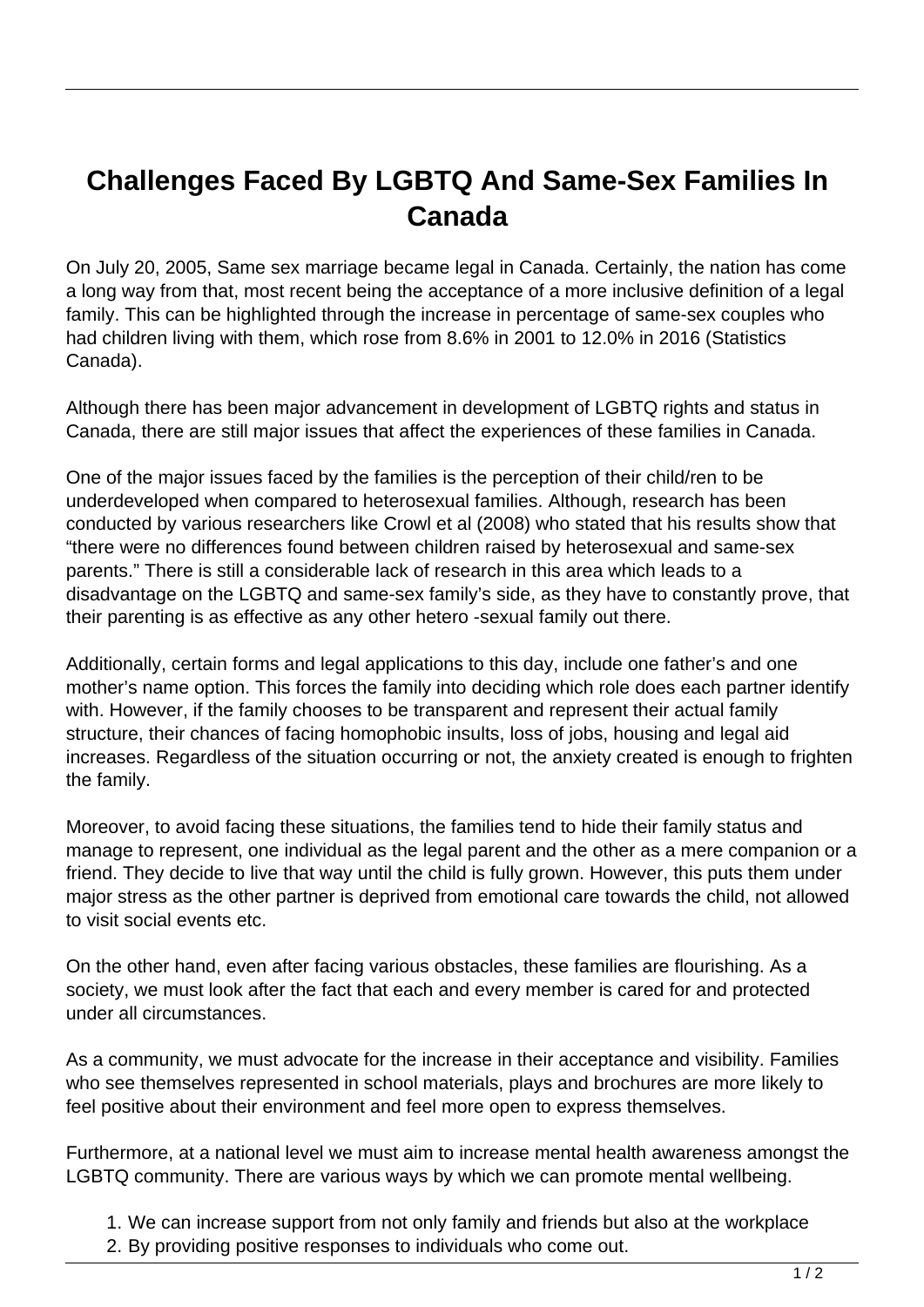# Challenges Faced By LGBTQ And Same-Sex Families In Canada

On July 20, 2005, Same sex marriage became legal in Canada. Certainly, the nation has come a long way from that, most recent being the acceptance of a more inclusive definition of a legal family. This can be highlighted through the increase in percentage of same-sex couples who had children living with them, which rose from 8.6% in 2001 to 12.0% in 2016 (Statistics Canada).

Although there has been major advancement in development of LGBTQ rights and status in Canada, there are still major issues that affect the experiences of these families in Canada.

One of the major issues faced by the families is the perception of their child/ren to be underdeveloped when compared to heterosexual families. Although, research has been conducted by various researchers like Crowl et al (2008) who stated that his results show that "there were no differences found between children raised by heterosexual and same-sex parents." There is still a considerable lack of research in this area which leads to a disadvantage on the LGBTQ and same-sex family's side, as they have to constantly prove, that their parenting is as effective as any other hetero -sexual family out there.

Additionally, certain forms and legal applications to this day, include one father's and one mother's name option. This forces the family into deciding which role does each partner identify with. However, if the family chooses to be transparent and represent their actual family structure, their chances of facing homophobic insults, loss of jobs, housing and legal aid increases. Regardless of the situation occurring or not, the anxiety created is enough to frighten the family.

Moreover, to avoid facing these situations, the families tend to hide their family status and manage to represent, one individual as the legal parent and the other as a mere companion or a friend. They decide to live that way until the child is fully grown. However, this puts them under major stress as the other partner is deprived from emotional care towards the child, not allowed to visit social events etc.

On the other hand, even after facing various obstacles, these families are flourishing. As a society, we must look after the fact that each and every member is cared for and protected under all circumstances.

As a community, we must advocate for the increase in their acceptance and visibility. Families who see themselves represented in school materials, plays and brochures are more likely to feel positive about their environment and feel more open to express themselves.

Furthermore, at a national level we must aim to increase mental health awareness amongst the LGBTQ community. There are various ways by which we can promote mental wellbeing.

1. We can increase support from not only family and friends but also at the workplace
2. By providing positive responses to individuals who come out.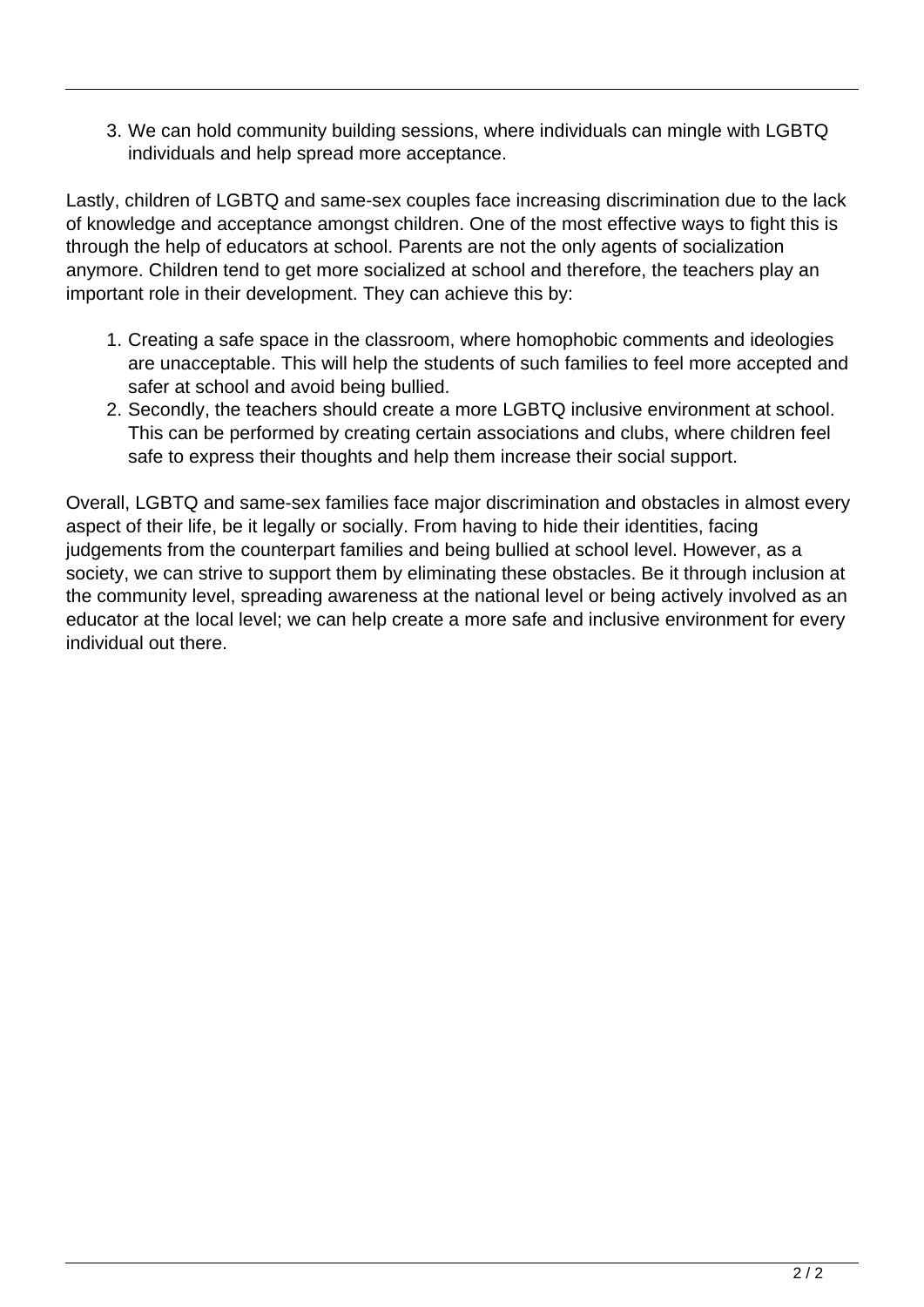3. We can hold community building sessions, where individuals can mingle with LGBTQ individuals and help spread more acceptance.

Lastly, children of LGBTQ and same-sex couples face increasing discrimination due to the lack of knowledge and acceptance amongst children. One of the most effective ways to fight this is through the help of educators at school. Parents are not the only agents of socialization anymore. Children tend to get more socialized at school and therefore, the teachers play an important role in their development. They can achieve this by:

1. Creating a safe space in the classroom, where homophobic comments and ideologies are unacceptable. This will help the students of such families to feel more accepted and safer at school and avoid being bullied.
2. Secondly, the teachers should create a more LGBTQ inclusive environment at school. This can be performed by creating certain associations and clubs, where children feel safe to express their thoughts and help them increase their social support.

Overall, LGBTQ and same-sex families face major discrimination and obstacles in almost every aspect of their life, be it legally or socially. From having to hide their identities, facing judgements from the counterpart families and being bullied at school level. However, as a society, we can strive to support them by eliminating these obstacles. Be it through inclusion at the community level, spreading awareness at the national level or being actively involved as an educator at the local level; we can help create a more safe and inclusive environment for every individual out there.